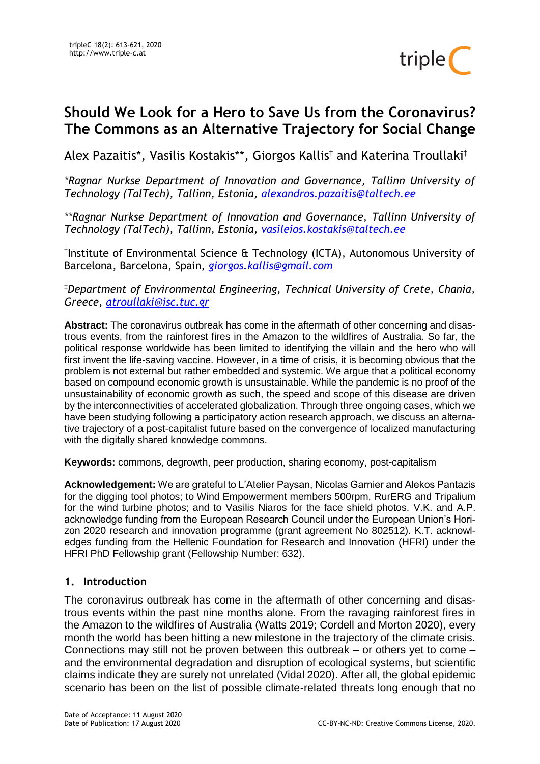# Should We Look for a Hero to Save Us from the Coronavirus? The Commons as an Alternative Trajectory for Social Change

Alex Pazaitis*, Vasilis Kostakis**, Giorgos Kallis† and Katerina Troullaki‡

*\*Ragnar Nurkse Department of Innovation and Governance, Tallinn University of Technology (TalTech), Tallinn, Estonia, alexandros.pazaitis@taltech.ee*

*\*\*Ragnar Nurkse Department of Innovation and Governance, Tallinn University of Technology (TalTech), Tallinn, Estonia, vasileios.kostakis@taltech.ee*

†Institute of Environmental Science & Technology (ICTA), Autonomous University of Barcelona, Barcelona, Spain, giorgos.kallis@gmail.com

‡*Department of Environmental Engineering, Technical University of Crete, Chania, Greece, atroullaki@isc.tuc.gr*

**Abstract:** The coronavirus outbreak has come in the aftermath of other concerning and disastrous events, from the rainforest fires in the Amazon to the wildfires of Australia. So far, the political response worldwide has been limited to identifying the villain and the hero who will first invent the life-saving vaccine. However, in a time of crisis, it is becoming obvious that the problem is not external but rather embedded and systemic. We argue that a political economy based on compound economic growth is unsustainable. While the pandemic is no proof of the unsustainability of economic growth as such, the speed and scope of this disease are driven by the interconnectivities of accelerated globalization. Through three ongoing cases, which we have been studying following a participatory action research approach, we discuss an alternative trajectory of a post-capitalist future based on the convergence of localized manufacturing with the digitally shared knowledge commons.

**Keywords:** commons, degrowth, peer production, sharing economy, post-capitalism

**Acknowledgement:** We are grateful to L'Atelier Paysan, Nicolas Garnier and Alekos Pantazis for the digging tool photos; to Wind Empowerment members 500rpm, RurERG and Tripalium for the wind turbine photos; and to Vasilis Niaros for the face shield photos. V.K. and A.P. acknowledge funding from the European Research Council under the European Union's Horizon 2020 research and innovation programme (grant agreement No 802512). K.T. acknowledges funding from the Hellenic Foundation for Research and Innovation (HFRI) under the HFRI PhD Fellowship grant (Fellowship Number: 632).

## 1. Introduction

The coronavirus outbreak has come in the aftermath of other concerning and disastrous events within the past nine months alone. From the ravaging rainforest fires in the Amazon to the wildfires of Australia (Watts 2019; Cordell and Morton 2020), every month the world has been hitting a new milestone in the trajectory of the climate crisis. Connections may still not be proven between this outbreak – or others yet to come – and the environmental degradation and disruption of ecological systems, but scientific claims indicate they are surely not unrelated (Vidal 2020). After all, the global epidemic scenario has been on the list of possible climate-related threats long enough that no

Date of Acceptance: 11 August 2020
Date of Publication: 17 August 2020

CC-BY-NC-ND: Creative Commons License, 2020.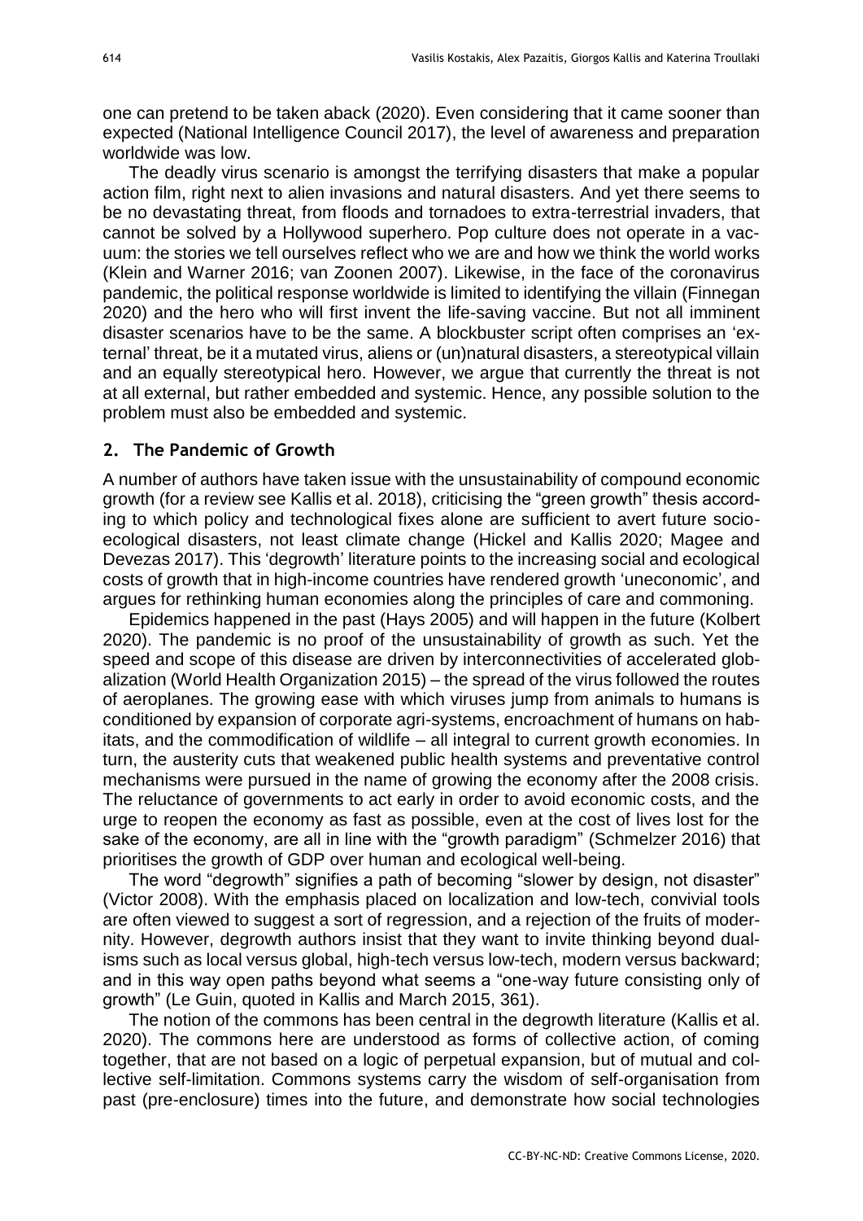one can pretend to be taken aback (2020). Even considering that it came sooner than expected (National Intelligence Council 2017), the level of awareness and preparation worldwide was low.

The deadly virus scenario is amongst the terrifying disasters that make a popular action film, right next to alien invasions and natural disasters. And yet there seems to be no devastating threat, from floods and tornadoes to extra-terrestrial invaders, that cannot be solved by a Hollywood superhero. Pop culture does not operate in a vacuum: the stories we tell ourselves reflect who we are and how we think the world works (Klein and Warner 2016; van Zoonen 2007). Likewise, in the face of the coronavirus pandemic, the political response worldwide is limited to identifying the villain (Finnegan 2020) and the hero who will first invent the life-saving vaccine. But not all imminent disaster scenarios have to be the same. A blockbuster script often comprises an 'external' threat, be it a mutated virus, aliens or (un)natural disasters, a stereotypical villain and an equally stereotypical hero. However, we argue that currently the threat is not at all external, but rather embedded and systemic. Hence, any possible solution to the problem must also be embedded and systemic.

## 2. The Pandemic of Growth

A number of authors have taken issue with the unsustainability of compound economic growth (for a review see Kallis et al. 2018), criticising the "green growth" thesis according to which policy and technological fixes alone are sufficient to avert future socio-ecological disasters, not least climate change (Hickel and Kallis 2020; Magee and Devezas 2017). This 'degrowth' literature points to the increasing social and ecological costs of growth that in high-income countries have rendered growth 'uneconomic', and argues for rethinking human economies along the principles of care and commoning.

Epidemics happened in the past (Hays 2005) and will happen in the future (Kolbert 2020). The pandemic is no proof of the unsustainability of growth as such. Yet the speed and scope of this disease are driven by interconnectivities of accelerated globalization (World Health Organization 2015) – the spread of the virus followed the routes of aeroplanes. The growing ease with which viruses jump from animals to humans is conditioned by expansion of corporate agri-systems, encroachment of humans on habitats, and the commodification of wildlife – all integral to current growth economies. In turn, the austerity cuts that weakened public health systems and preventative control mechanisms were pursued in the name of growing the economy after the 2008 crisis. The reluctance of governments to act early in order to avoid economic costs, and the urge to reopen the economy as fast as possible, even at the cost of lives lost for the sake of the economy, are all in line with the "growth paradigm" (Schmelzer 2016) that prioritises the growth of GDP over human and ecological well-being.

The word "degrowth" signifies a path of becoming "slower by design, not disaster" (Victor 2008). With the emphasis placed on localization and low-tech, convivial tools are often viewed to suggest a sort of regression, and a rejection of the fruits of modernity. However, degrowth authors insist that they want to invite thinking beyond dualisms such as local versus global, high-tech versus low-tech, modern versus backward; and in this way open paths beyond what seems a "one-way future consisting only of growth" (Le Guin, quoted in Kallis and March 2015, 361).

The notion of the commons has been central in the degrowth literature (Kallis et al. 2020). The commons here are understood as forms of collective action, of coming together, that are not based on a logic of perpetual expansion, but of mutual and collective self-limitation. Commons systems carry the wisdom of self-organisation from past (pre-enclosure) times into the future, and demonstrate how social technologies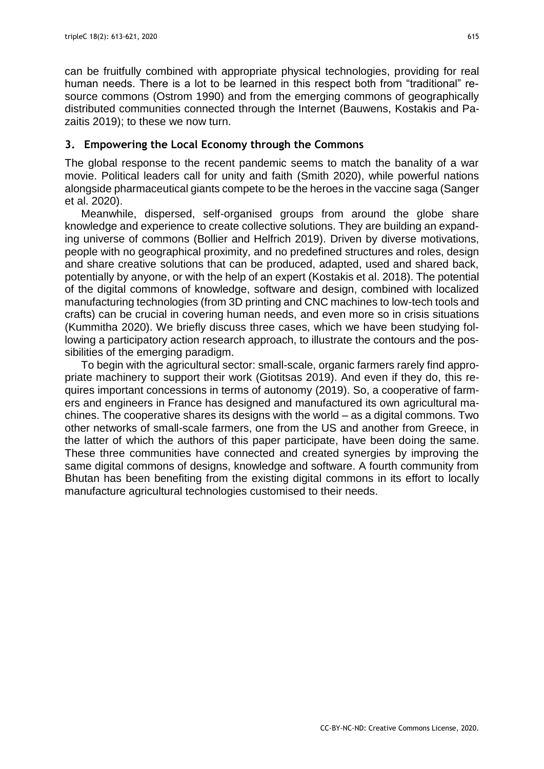can be fruitfully combined with appropriate physical technologies, providing for real human needs. There is a lot to be learned in this respect both from "traditional" resource commons (Ostrom 1990) and from the emerging commons of geographically distributed communities connected through the Internet (Bauwens, Kostakis and Pazaitis 2019); to these we now turn.

## 3. Empowering the Local Economy through the Commons

The global response to the recent pandemic seems to match the banality of a war movie. Political leaders call for unity and faith (Smith 2020), while powerful nations alongside pharmaceutical giants compete to be the heroes in the vaccine saga (Sanger et al. 2020).

Meanwhile, dispersed, self-organised groups from around the globe share knowledge and experience to create collective solutions. They are building an expanding universe of commons (Bollier and Helfrich 2019). Driven by diverse motivations, people with no geographical proximity, and no predefined structures and roles, design and share creative solutions that can be produced, adapted, used and shared back, potentially by anyone, or with the help of an expert (Kostakis et al. 2018). The potential of the digital commons of knowledge, software and design, combined with localized manufacturing technologies (from 3D printing and CNC machines to low-tech tools and crafts) can be crucial in covering human needs, and even more so in crisis situations (Kummitha 2020). We briefly discuss three cases, which we have been studying following a participatory action research approach, to illustrate the contours and the possibilities of the emerging paradigm.

To begin with the agricultural sector: small-scale, organic farmers rarely find appropriate machinery to support their work (Giotitsas 2019). And even if they do, this requires important concessions in terms of autonomy (2019). So, a cooperative of farmers and engineers in France has designed and manufactured its own agricultural machines. The cooperative shares its designs with the world – as a digital commons. Two other networks of small-scale farmers, one from the US and another from Greece, in the latter of which the authors of this paper participate, have been doing the same. These three communities have connected and created synergies by improving the same digital commons of designs, knowledge and software. A fourth community from Bhutan has been benefiting from the existing digital commons in its effort to locally manufacture agricultural technologies customised to their needs.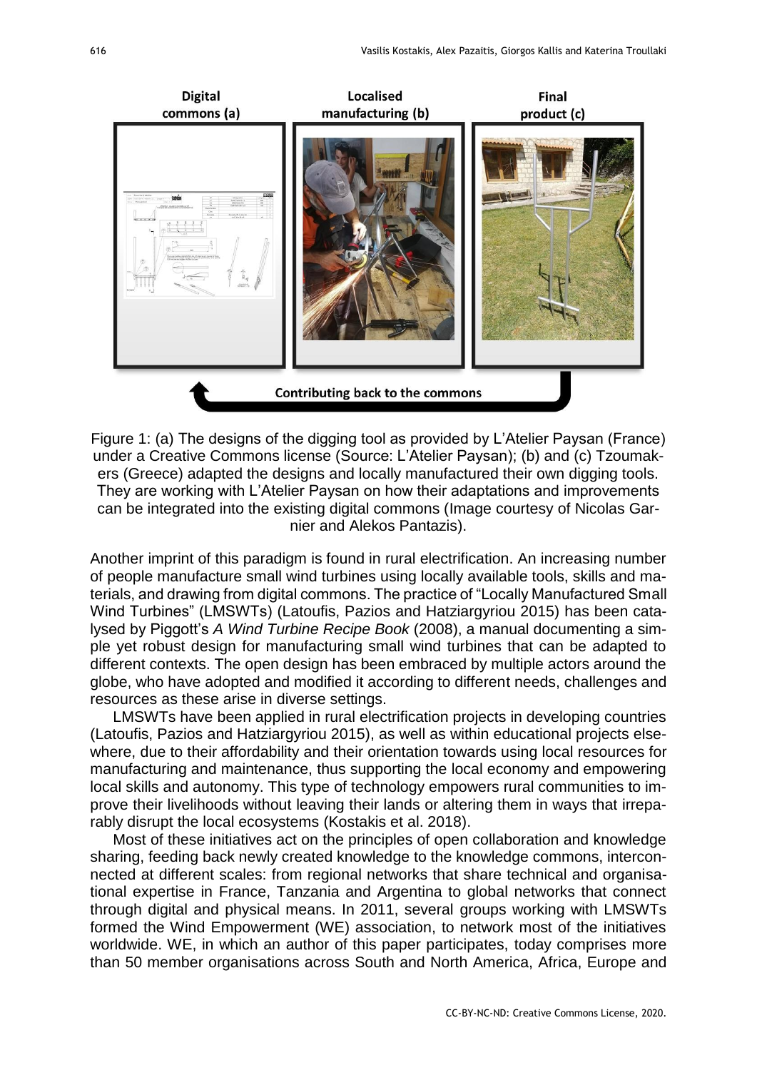Digital commons (a) | Localised manufacturing (b) | Final product (c)

Contributing back to the commons

Figure 1: (a) The designs of the digging tool as provided by L'Atelier Paysan (France) under a Creative Commons license (Source: L'Atelier Paysan); (b) and (c) Tzoumakers (Greece) adapted the designs and locally manufactured their own digging tools. They are working with L'Atelier Paysan on how their adaptations and improvements can be integrated into the existing digital commons (Image courtesy of Nicolas Garnier and Alekos Pantazis).

Another imprint of this paradigm is found in rural electrification. An increasing number of people manufacture small wind turbines using locally available tools, skills and materials, and drawing from digital commons. The practice of "Locally Manufactured Small Wind Turbines" (LMSWTs) (Latoufis, Pazios and Hatziargyriou 2015) has been catalysed by Piggott's *A Wind Turbine Recipe Book* (2008), a manual documenting a simple yet robust design for manufacturing small wind turbines that can be adapted to different contexts. The open design has been embraced by multiple actors around the globe, who have adopted and modified it according to different needs, challenges and resources as these arise in diverse settings.

LMSWTs have been applied in rural electrification projects in developing countries (Latoufis, Pazios and Hatziargyriou 2015), as well as within educational projects elsewhere, due to their affordability and their orientation towards using local resources for manufacturing and maintenance, thus supporting the local economy and empowering local skills and autonomy. This type of technology empowers rural communities to improve their livelihoods without leaving their lands or altering them in ways that irreparably disrupt the local ecosystems (Kostakis et al. 2018).

Most of these initiatives act on the principles of open collaboration and knowledge sharing, feeding back newly created knowledge to the knowledge commons, interconnected at different scales: from regional networks that share technical and organisational expertise in France, Tanzania and Argentina to global networks that connect through digital and physical means. In 2011, several groups working with LMSWTs formed the Wind Empowerment (WE) association, to network most of the initiatives worldwide. WE, in which an author of this paper participates, today comprises more than 50 member organisations across South and North America, Africa, Europe and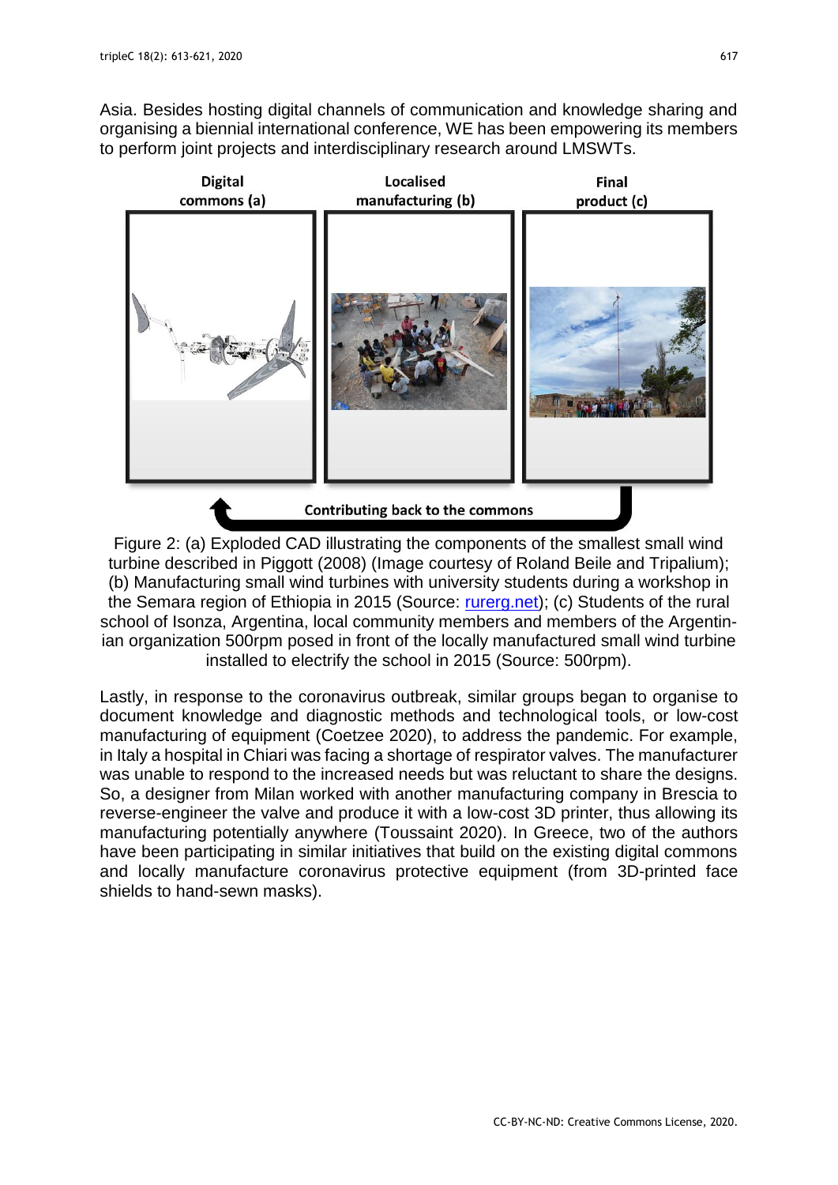Asia. Besides hosting digital channels of communication and knowledge sharing and organising a biennial international conference, WE has been empowering its members to perform joint projects and interdisciplinary research around LMSWTs.

Figure 2: (a) Exploded CAD illustrating the components of the smallest small wind turbine described in Piggott (2008) (Image courtesy of Roland Beile and Tripalium); (b) Manufacturing small wind turbines with university students during a workshop in the Semara region of Ethiopia in 2015 (Source: rurerg.net); (c) Students of the rural school of Isonza, Argentina, local community members and members of the Argentinian organization 500rpm posed in front of the locally manufactured small wind turbine installed to electrify the school in 2015 (Source: 500rpm).

Lastly, in response to the coronavirus outbreak, similar groups began to organise to document knowledge and diagnostic methods and technological tools, or low-cost manufacturing of equipment (Coetzee 2020), to address the pandemic. For example, in Italy a hospital in Chiari was facing a shortage of respirator valves. The manufacturer was unable to respond to the increased needs but was reluctant to share the designs. So, a designer from Milan worked with another manufacturing company in Brescia to reverse-engineer the valve and produce it with a low-cost 3D printer, thus allowing its manufacturing potentially anywhere (Toussaint 2020). In Greece, two of the authors have been participating in similar initiatives that build on the existing digital commons and locally manufacture coronavirus protective equipment (from 3D-printed face shields to hand-sewn masks).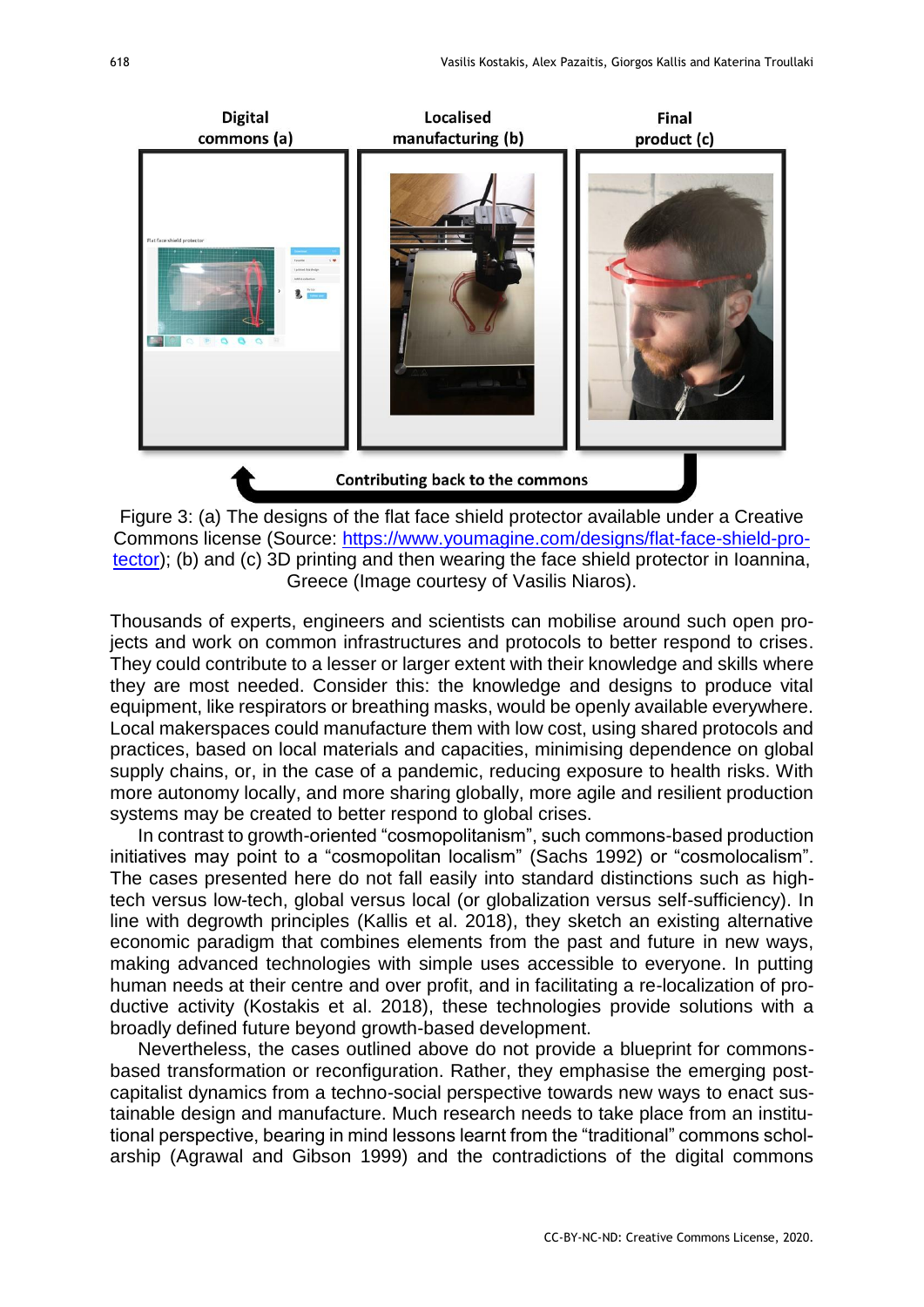Digital commons (a) | Localised manufacturing (b) | Final product (c)

Contributing back to the commons

Figure 3: (a) The designs of the flat face shield protector available under a Creative Commons license (Source: [https://www.youmagine.com/designs/flat-face-shield-protector](https://www.youmagine.com/designs/flat-face-shield-protector)); (b) and (c) 3D printing and then wearing the face shield protector in Ioannina, Greece (Image courtesy of Vasilis Niaros).

Thousands of experts, engineers and scientists can mobilise around such open projects and work on common infrastructures and protocols to better respond to crises. They could contribute to a lesser or larger extent with their knowledge and skills where they are most needed. Consider this: the knowledge and designs to produce vital equipment, like respirators or breathing masks, would be openly available everywhere. Local makerspaces could manufacture them with low cost, using shared protocols and practices, based on local materials and capacities, minimising dependence on global supply chains, or, in the case of a pandemic, reducing exposure to health risks. With more autonomy locally, and more sharing globally, more agile and resilient production systems may be created to better respond to global crises.

In contrast to growth-oriented "cosmopolitanism", such commons-based production initiatives may point to a "cosmopolitan localism" (Sachs 1992) or "cosmolocalism". The cases presented here do not fall easily into standard distinctions such as high-tech versus low-tech, global versus local (or globalization versus self-sufficiency). In line with degrowth principles (Kallis et al. 2018), they sketch an existing alternative economic paradigm that combines elements from the past and future in new ways, making advanced technologies with simple uses accessible to everyone. In putting human needs at their centre and over profit, and in facilitating a re-localization of productive activity (Kostakis et al. 2018), these technologies provide solutions with a broadly defined future beyond growth-based development.

Nevertheless, the cases outlined above do not provide a blueprint for commons-based transformation or reconfiguration. Rather, they emphasise the emerging post-capitalist dynamics from a techno-social perspective towards new ways to enact sustainable design and manufacture. Much research needs to take place from an institutional perspective, bearing in mind lessons learnt from the "traditional" commons scholarship (Agrawal and Gibson 1999) and the contradictions of the digital commons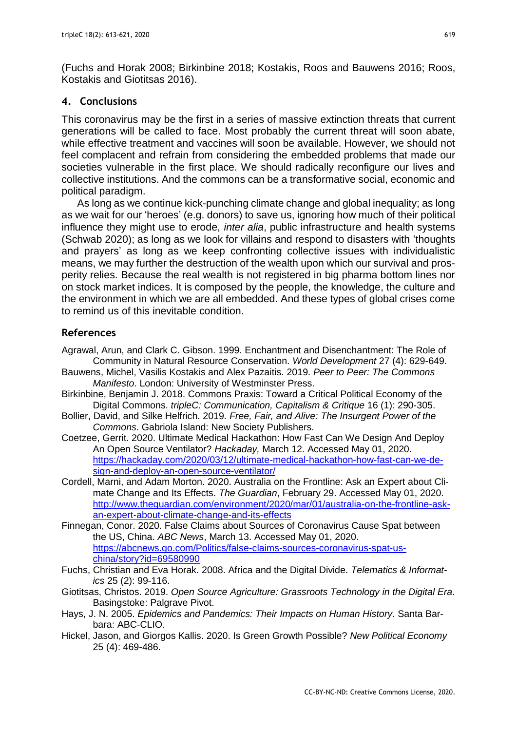(Fuchs and Horak 2008; Birkinbine 2018; Kostakis, Roos and Bauwens 2016; Roos, Kostakis and Giotitsas 2016).

## 4. Conclusions

This coronavirus may be the first in a series of massive extinction threats that current generations will be called to face. Most probably the current threat will soon abate, while effective treatment and vaccines will soon be available. However, we should not feel complacent and refrain from considering the embedded problems that made our societies vulnerable in the first place. We should radically reconfigure our lives and collective institutions. And the commons can be a transformative social, economic and political paradigm.

As long as we continue kick-punching climate change and global inequality; as long as we wait for our 'heroes' (e.g. donors) to save us, ignoring how much of their political influence they might use to erode, *inter alia*, public infrastructure and health systems (Schwab 2020); as long as we look for villains and respond to disasters with 'thoughts and prayers' as long as we keep confronting collective issues with individualistic means, we may further the destruction of the wealth upon which our survival and prosperity relies. Because the real wealth is not registered in big pharma bottom lines nor on stock market indices. It is composed by the people, the knowledge, the culture and the environment in which we are all embedded. And these types of global crises come to remind us of this inevitable condition.

## References

Agrawal, Arun, and Clark C. Gibson. 1999. Enchantment and Disenchantment: The Role of Community in Natural Resource Conservation. *World Development* 27 (4): 629-649.

Bauwens, Michel, Vasilis Kostakis and Alex Pazaitis. 2019. *Peer to Peer: The Commons Manifesto*. London: University of Westminster Press.

Birkinbine, Benjamin J. 2018. Commons Praxis: Toward a Critical Political Economy of the Digital Commons. *tripleC: Communication, Capitalism & Critique* 16 (1): 290-305.

Bollier, David, and Silke Helfrich. 2019. *Free, Fair, and Alive: The Insurgent Power of the Commons*. Gabriola Island: New Society Publishers.

Coetzee, Gerrit. 2020. Ultimate Medical Hackathon: How Fast Can We Design And Deploy An Open Source Ventilator? *Hackaday,* March 12. Accessed May 01, 2020. https://hackaday.com/2020/03/12/ultimate-medical-hackathon-how-fast-can-we-design-and-deploy-an-open-source-ventilator/

Cordell, Marni, and Adam Morton. 2020. Australia on the Frontline: Ask an Expert about Climate Change and Its Effects. *The Guardian*, February 29. Accessed May 01, 2020. http://www.theguardian.com/environment/2020/mar/01/australia-on-the-frontline-ask-an-expert-about-climate-change-and-its-effects

Finnegan, Conor. 2020. False Claims about Sources of Coronavirus Cause Spat between the US, China. *ABC News*, March 13. Accessed May 01, 2020. https://abcnews.go.com/Politics/false-claims-sources-coronavirus-spat-us-china/story?id=69580990

Fuchs, Christian and Eva Horak. 2008. Africa and the Digital Divide. *Telematics & Informatics* 25 (2): 99-116.

Giotitsas, Christos. 2019. *Open Source Agriculture: Grassroots Technology in the Digital Era*. Basingstoke: Palgrave Pivot.

Hays, J. N. 2005. *Epidemics and Pandemics: Their Impacts on Human History*. Santa Barbara: ABC-CLIO.

Hickel, Jason, and Giorgos Kallis. 2020. Is Green Growth Possible? *New Political Economy* 25 (4): 469-486.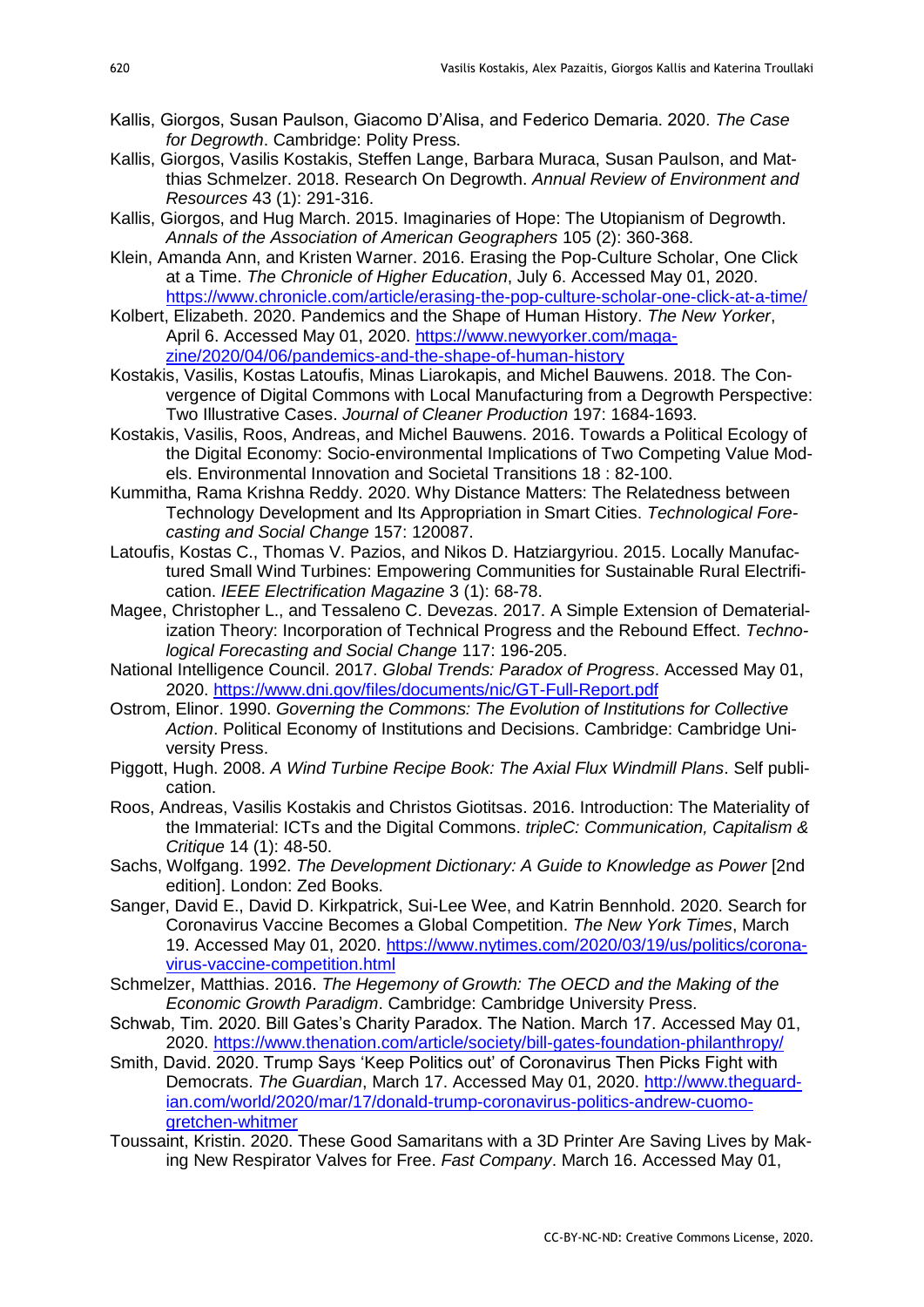Kallis, Giorgos, Susan Paulson, Giacomo D'Alisa, and Federico Demaria. 2020. *The Case for Degrowth*. Cambridge: Polity Press.

Kallis, Giorgos, Vasilis Kostakis, Steffen Lange, Barbara Muraca, Susan Paulson, and Matthias Schmelzer. 2018. Research On Degrowth. *Annual Review of Environment and Resources* 43 (1): 291-316.

Kallis, Giorgos, and Hug March. 2015. Imaginaries of Hope: The Utopianism of Degrowth. *Annals of the Association of American Geographers* 105 (2): 360-368.

Klein, Amanda Ann, and Kristen Warner. 2016. Erasing the Pop-Culture Scholar, One Click at a Time. *The Chronicle of Higher Education*, July 6. Accessed May 01, 2020. https://www.chronicle.com/article/erasing-the-pop-culture-scholar-one-click-at-a-time/

Kolbert, Elizabeth. 2020. Pandemics and the Shape of Human History. *The New Yorker*, April 6. Accessed May 01, 2020. https://www.newyorker.com/magazine/2020/04/06/pandemics-and-the-shape-of-human-history

Kostakis, Vasilis, Kostas Latoufis, Minas Liarokapis, and Michel Bauwens. 2018. The Convergence of Digital Commons with Local Manufacturing from a Degrowth Perspective: Two Illustrative Cases. *Journal of Cleaner Production* 197: 1684-1693.

Kostakis, Vasilis, Roos, Andreas, and Michel Bauwens. 2016. Towards a Political Ecology of the Digital Economy: Socio-environmental Implications of Two Competing Value Models. Environmental Innovation and Societal Transitions 18 : 82-100.

Kummitha, Rama Krishna Reddy. 2020. Why Distance Matters: The Relatedness between Technology Development and Its Appropriation in Smart Cities. *Technological Forecasting and Social Change* 157: 120087.

Latoufis, Kostas C., Thomas V. Pazios, and Nikos D. Hatziargyriou. 2015. Locally Manufactured Small Wind Turbines: Empowering Communities for Sustainable Rural Electrification. *IEEE Electrification Magazine* 3 (1): 68-78.

Magee, Christopher L., and Tessaleno C. Devezas. 2017. A Simple Extension of Dematerialization Theory: Incorporation of Technical Progress and the Rebound Effect. *Technological Forecasting and Social Change* 117: 196-205.

National Intelligence Council. 2017. *Global Trends: Paradox of Progress*. Accessed May 01, 2020. https://www.dni.gov/files/documents/nic/GT-Full-Report.pdf

Ostrom, Elinor. 1990. *Governing the Commons: The Evolution of Institutions for Collective Action*. Political Economy of Institutions and Decisions. Cambridge: Cambridge University Press.

Piggott, Hugh. 2008. *A Wind Turbine Recipe Book: The Axial Flux Windmill Plans*. Self publication.

Roos, Andreas, Vasilis Kostakis and Christos Giotitsas. 2016. Introduction: The Materiality of the Immaterial: ICTs and the Digital Commons. *tripleC: Communication, Capitalism & Critique* 14 (1): 48-50.

Sachs, Wolfgang. 1992. *The Development Dictionary: A Guide to Knowledge as Power* [2nd edition]. London: Zed Books.

Sanger, David E., David D. Kirkpatrick, Sui-Lee Wee, and Katrin Bennhold. 2020. Search for Coronavirus Vaccine Becomes a Global Competition. *The New York Times*, March 19. Accessed May 01, 2020. https://www.nytimes.com/2020/03/19/us/politics/coronavirus-vaccine-competition.html

Schmelzer, Matthias. 2016. *The Hegemony of Growth: The OECD and the Making of the Economic Growth Paradigm*. Cambridge: Cambridge University Press.

Schwab, Tim. 2020. Bill Gates's Charity Paradox. The Nation. March 17. Accessed May 01, 2020. https://www.thenation.com/article/society/bill-gates-foundation-philanthropy/

Smith, David. 2020. Trump Says 'Keep Politics out' of Coronavirus Then Picks Fight with Democrats. *The Guardian*, March 17. Accessed May 01, 2020. http://www.theguardian.com/world/2020/mar/17/donald-trump-coronavirus-politics-andrew-cuomo-gretchen-whitmer

Toussaint, Kristin. 2020. These Good Samaritans with a 3D Printer Are Saving Lives by Making New Respirator Valves for Free. *Fast Company*. March 16. Accessed May 01,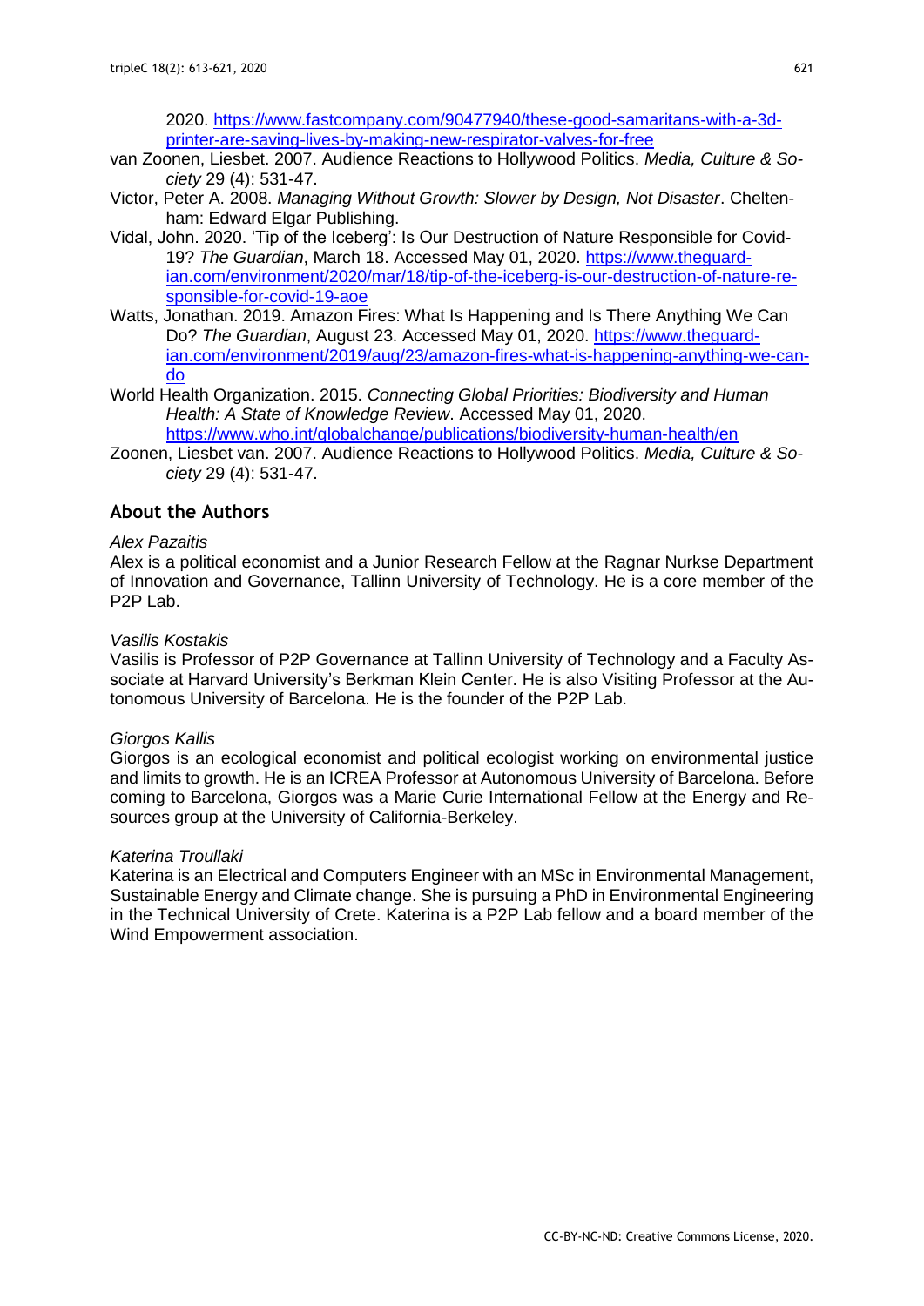2020. https://www.fastcompany.com/90477940/these-good-samaritans-with-a-3d-printer-are-saving-lives-by-making-new-respirator-valves-for-free

van Zoonen, Liesbet. 2007. Audience Reactions to Hollywood Politics. *Media, Culture & Society* 29 (4): 531-47.

Victor, Peter A. 2008. *Managing Without Growth: Slower by Design, Not Disaster*. Cheltenham: Edward Elgar Publishing.

Vidal, John. 2020. 'Tip of the Iceberg': Is Our Destruction of Nature Responsible for Covid-19? *The Guardian*, March 18. Accessed May 01, 2020. https://www.theguardian.com/environment/2020/mar/18/tip-of-the-iceberg-is-our-destruction-of-nature-responsible-for-covid-19-aoe

Watts, Jonathan. 2019. Amazon Fires: What Is Happening and Is There Anything We Can Do? *The Guardian*, August 23. Accessed May 01, 2020. https://www.theguardian.com/environment/2019/aug/23/amazon-fires-what-is-happening-anything-we-can-do

World Health Organization. 2015. *Connecting Global Priorities: Biodiversity and Human Health: A State of Knowledge Review*. Accessed May 01, 2020. https://www.who.int/globalchange/publications/biodiversity-human-health/en

Zoonen, Liesbet van. 2007. Audience Reactions to Hollywood Politics. *Media, Culture & Society* 29 (4): 531-47.

## About the Authors

*Alex Pazaitis*

Alex is a political economist and a Junior Research Fellow at the Ragnar Nurkse Department of Innovation and Governance, Tallinn University of Technology. He is a core member of the P2P Lab.

*Vasilis Kostakis*

Vasilis is Professor of P2P Governance at Tallinn University of Technology and a Faculty Associate at Harvard University's Berkman Klein Center. He is also Visiting Professor at the Autonomous University of Barcelona. He is the founder of the P2P Lab.

*Giorgos Kallis*

Giorgos is an ecological economist and political ecologist working on environmental justice and limits to growth. He is an ICREA Professor at Autonomous University of Barcelona. Before coming to Barcelona, Giorgos was a Marie Curie International Fellow at the Energy and Resources group at the University of California-Berkeley.

*Katerina Troullaki*

Katerina is an Electrical and Computers Engineer with an MSc in Environmental Management, Sustainable Energy and Climate change. She is pursuing a PhD in Environmental Engineering in the Technical University of Crete. Katerina is a P2P Lab fellow and a board member of the Wind Empowerment association.